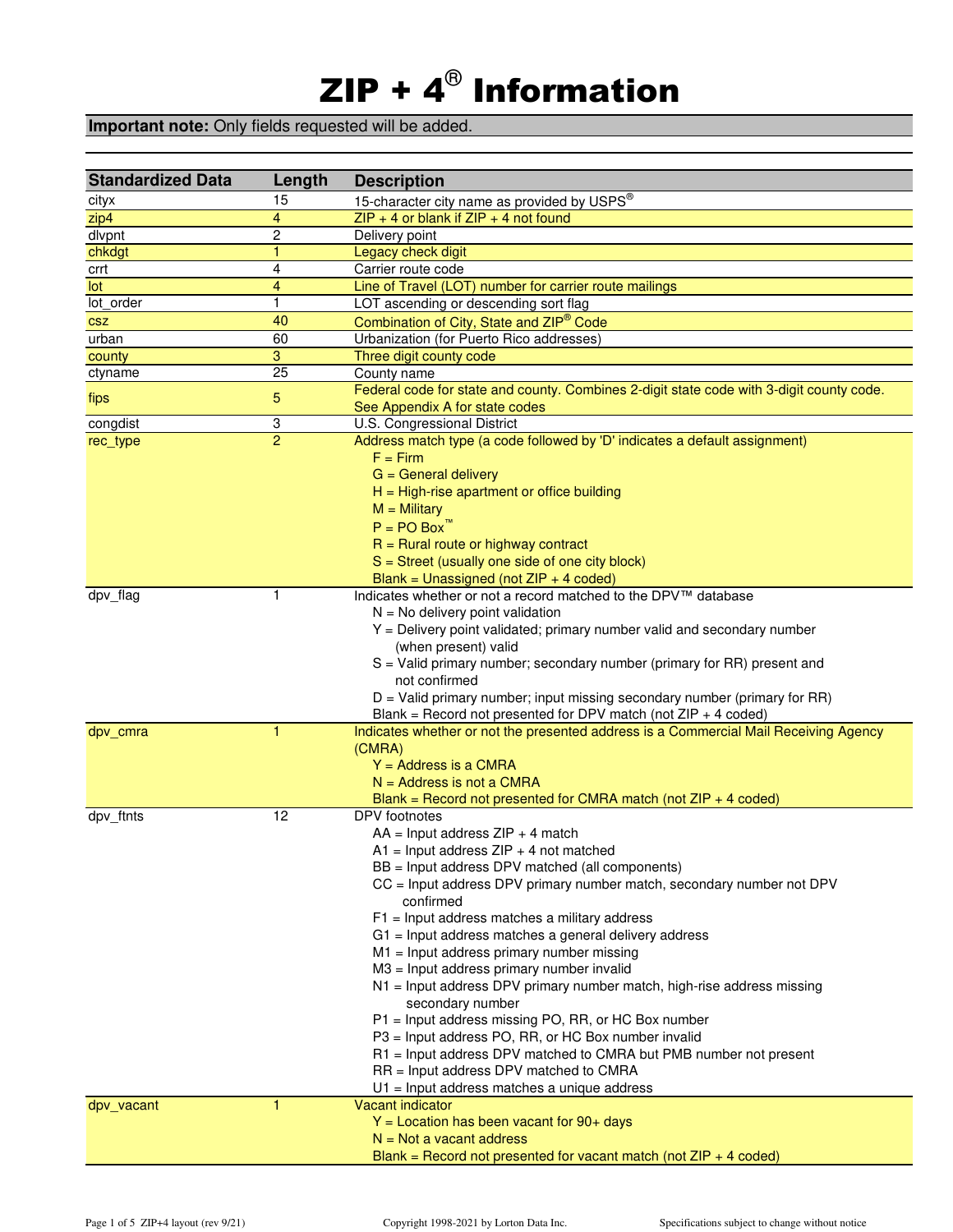# ZIP + 4® Information

**Important note:** Only fields requested will be added.

| Standardized Data | Length | Description |
|---|---|---|
| cityx | 15 | 15-character city name as provided by USPS® |
| zip4 | 4 | ZIP + 4 or blank if ZIP + 4 not found |
| dlvpnt | 2 | Delivery point |
| chkdgt | 1 | Legacy check digit |
| crrt | 4 | Carrier route code |
| lot | 4 | Line of Travel (LOT) number for carrier route mailings |
| lot_order | 1 | LOT ascending or descending sort flag |
| csz | 40 | Combination of City, State and ZIP® Code |
| urban | 60 | Urbanization (for Puerto Rico addresses) |
| county | 3 | Three digit county code |
| ctyname | 25 | County name |
| fips | 5 | Federal code for state and county. Combines 2-digit state code with 3-digit county code. See Appendix A for state codes |
| congdist | 3 | U.S. Congressional District |
| rec_type | 2 | Address match type (a code followed by 'D' indicates a default assignment)<br>F = Firm<br>G = General delivery<br>H = High-rise apartment or office building<br>M = Military<br>P = PO Box™<br>R = Rural route or highway contract<br>S = Street (usually one side of one city block)<br>Blank = Unassigned (not ZIP + 4 coded) |
| dpv_flag | 1 | Indicates whether or not a record matched to the DPV™ database<br>N = No delivery point validation<br>Y = Delivery point validated; primary number valid and secondary number (when present) valid<br>S = Valid primary number; secondary number (primary for RR) present and not confirmed<br>D = Valid primary number; input missing secondary number (primary for RR)<br>Blank = Record not presented for DPV match (not ZIP + 4 coded) |
| dpv_cmra | 1 | Indicates whether or not the presented address is a Commercial Mail Receiving Agency (CMRA)<br>Y = Address is a CMRA<br>N = Address is not a CMRA<br>Blank = Record not presented for CMRA match (not ZIP + 4 coded) |
| dpv_ftnts | 12 | DPV footnotes<br>AA = Input address ZIP + 4 match<br>A1 = Input address ZIP + 4 not matched<br>BB = Input address DPV matched (all components)<br>CC = Input address DPV primary number match, secondary number not DPV confirmed<br>F1 = Input address matches a military address<br>G1 = Input address matches a general delivery address<br>M1 = Input address primary number missing<br>M3 = Input address primary number invalid<br>N1 = Input address DPV primary number match, high-rise address missing secondary number<br>P1 = Input address missing PO, RR, or HC Box number<br>P3 = Input address PO, RR, or HC Box number invalid<br>R1 = Input address DPV matched to CMRA but PMB number not present<br>RR = Input address DPV matched to CMRA<br>U1 = Input address matches a unique address |
| dpv_vacant | 1 | Vacant indicator<br>Y = Location has been vacant for 90+ days<br>N = Not a vacant address<br>Blank = Record not presented for vacant match (not ZIP + 4 coded) |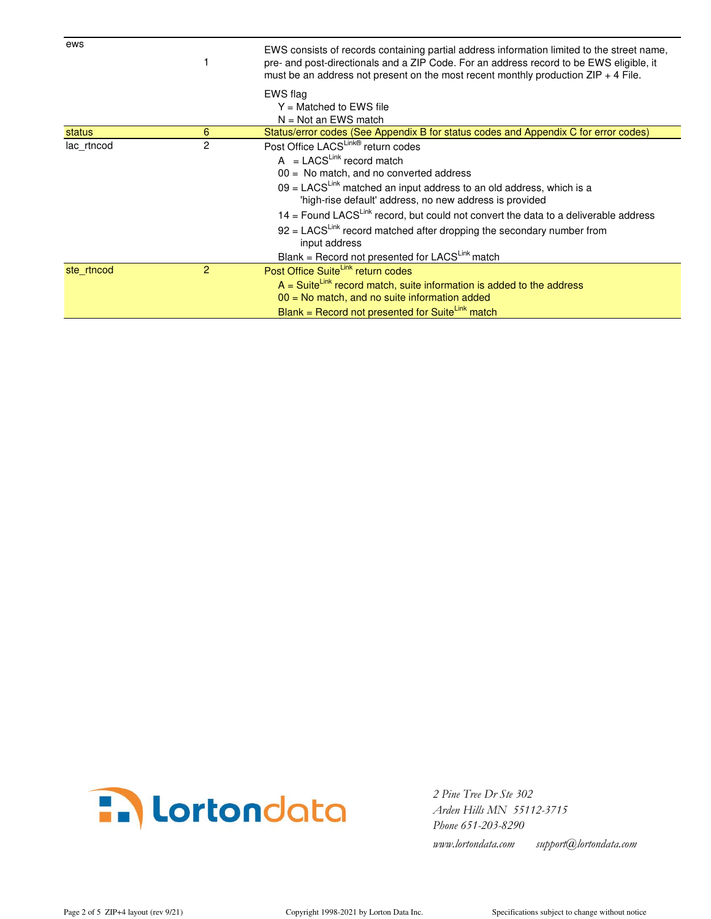| | | |
|---|---|---|
| ews | 1 | EWS consists of records containing partial address information limited to the street name, pre- and post-directionals and a ZIP Code. For an address record to be EWS eligible, it must be an address not present on the most recent monthly production ZIP + 4 File.<br><br>EWS flag<br>Y = Matched to EWS file<br>N = Not an EWS match |
| status | 6 | Status/error codes (See Appendix B for status codes and Appendix C for error codes) |
| lac_rtncod | 2 | Post Office LACS[Link®] return codes<br>A = LACS[Link] record match<br>00 = No match, and no converted address<br>09 = LACS[Link] matched an input address to an old address, which is a 'high-rise default' address, no new address is provided<br>14 = Found LACS[Link] record, but could not convert the data to a deliverable address<br>92 = LACS[Link] record matched after dropping the secondary number from input address<br>Blank = Record not presented for LACS[Link] match |
| ste_rtncod | 2 | Post Office Suite[Link] return codes<br>A = Suite[Link] record match, suite information is added to the address<br>00 = No match, and no suite information added<br>Blank = Record not presented for Suite[Link] match |

Lortondata

*2 Pine Tree Dr Ste 302*
*Arden Hills MN 55112-3715*
*Phone 651-203-8290*
*www.lortondata.com support@lortondata.com*

Copyright 1998-2021 by Lorton Data Inc.

Specifications subject to change without notice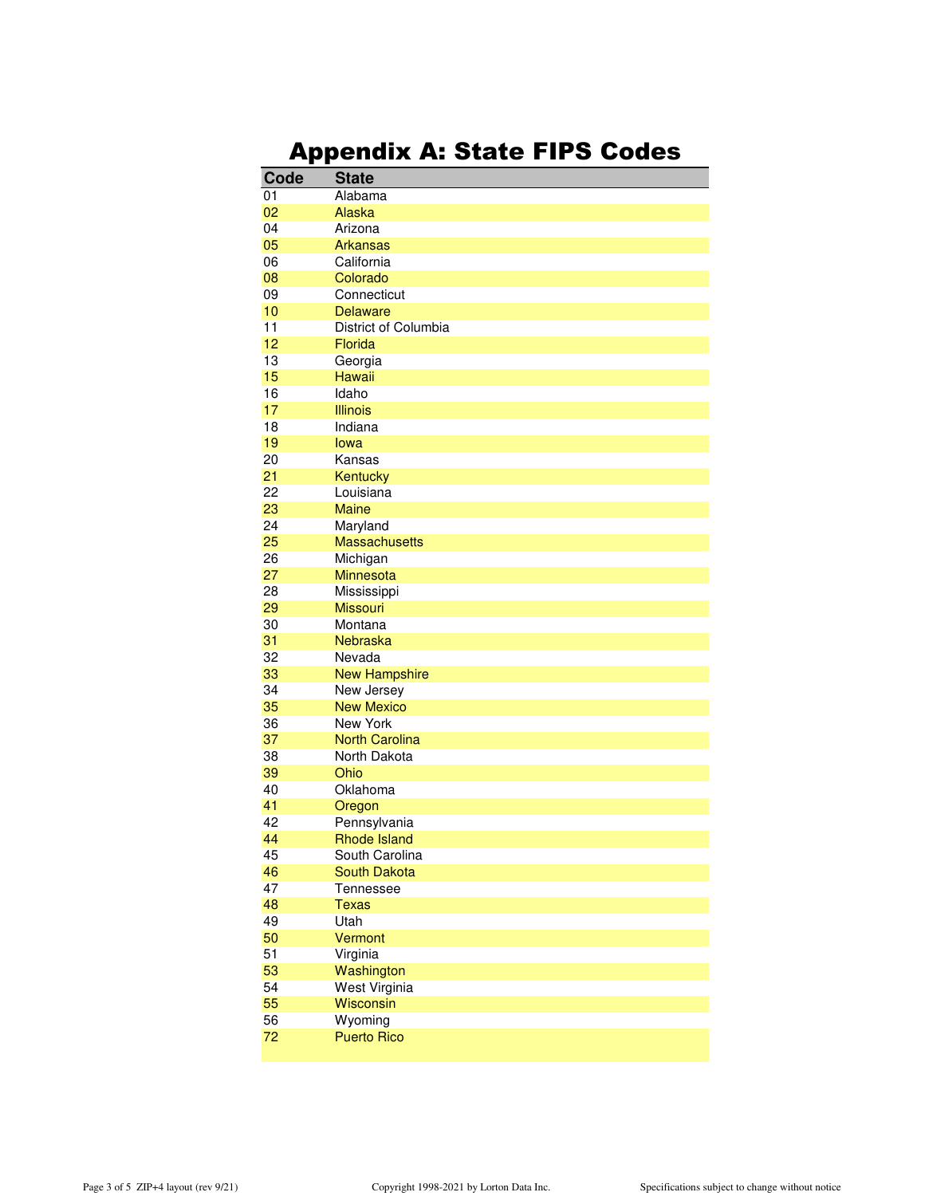# Appendix A: State FIPS Codes

| Code | State |
|---|---|
| 01 | Alabama |
| 02 | Alaska |
| 04 | Arizona |
| 05 | Arkansas |
| 06 | California |
| 08 | Colorado |
| 09 | Connecticut |
| 10 | Delaware |
| 11 | District of Columbia |
| 12 | Florida |
| 13 | Georgia |
| 15 | Hawaii |
| 16 | Idaho |
| 17 | Illinois |
| 18 | Indiana |
| 19 | Iowa |
| 20 | Kansas |
| 21 | Kentucky |
| 22 | Louisiana |
| 23 | Maine |
| 24 | Maryland |
| 25 | Massachusetts |
| 26 | Michigan |
| 27 | Minnesota |
| 28 | Mississippi |
| 29 | Missouri |
| 30 | Montana |
| 31 | Nebraska |
| 32 | Nevada |
| 33 | New Hampshire |
| 34 | New Jersey |
| 35 | New Mexico |
| 36 | New York |
| 37 | North Carolina |
| 38 | North Dakota |
| 39 | Ohio |
| 40 | Oklahoma |
| 41 | Oregon |
| 42 | Pennsylvania |
| 44 | Rhode Island |
| 45 | South Carolina |
| 46 | South Dakota |
| 47 | Tennessee |
| 48 | Texas |
| 49 | Utah |
| 50 | Vermont |
| 51 | Virginia |
| 53 | Washington |
| 54 | West Virginia |
| 55 | Wisconsin |
| 56 | Wyoming |
| 72 | Puerto Rico |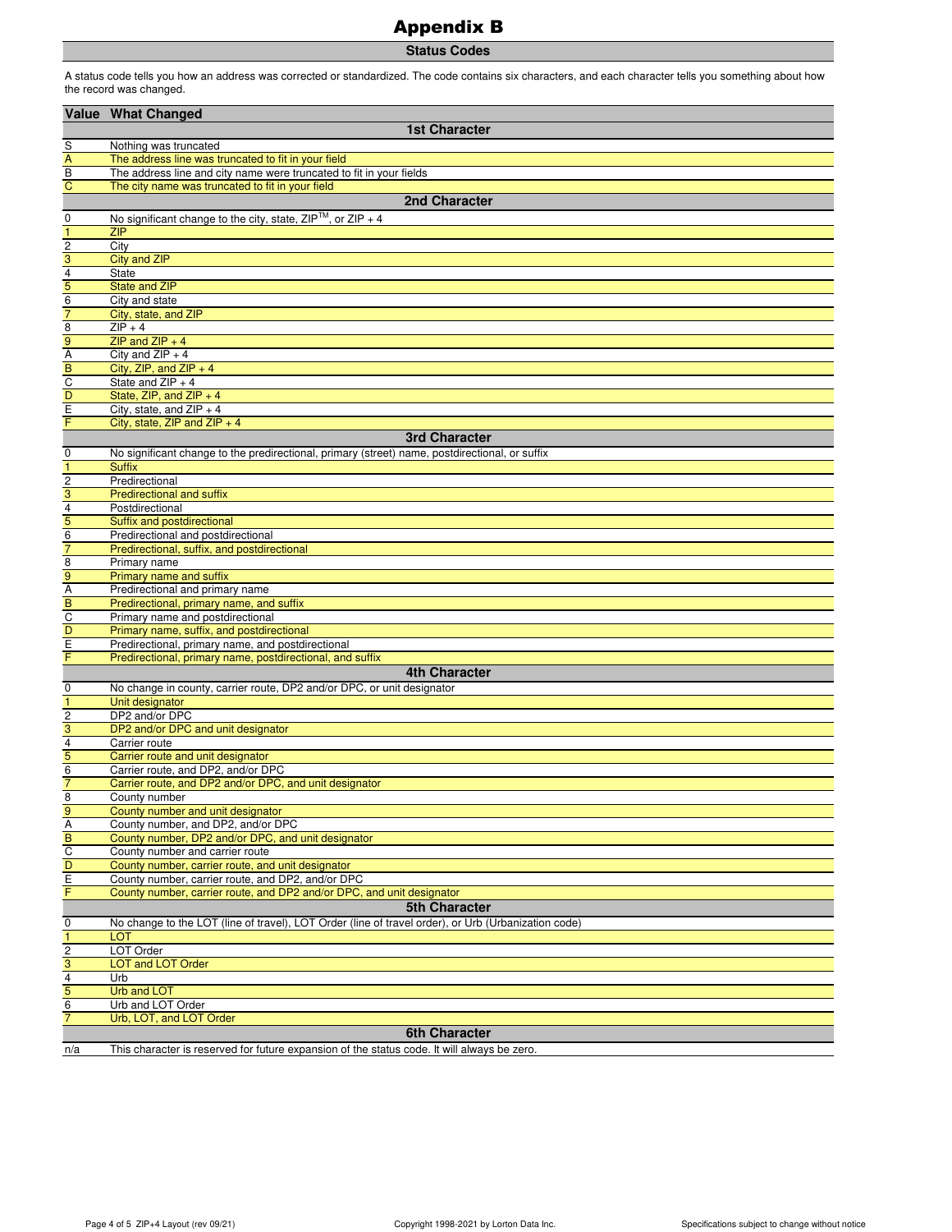# Appendix B

## Status Codes

A status code tells you how an address was corrected or standardized. The code contains six characters, and each character tells you something about how the record was changed.

| Value | What Changed |
|---|---|
| | **1st Character** |
| S | Nothing was truncated |
| A | The address line was truncated to fit in your field |
| B | The address line and city name were truncated to fit in your fields |
| C | The city name was truncated to fit in your field |
| | **2nd Character** |
| 0 | No significant change to the city, state, ZIP™, or ZIP + 4 |
| 1 | ZIP |
| 2 | City |
| 3 | City and ZIP |
| 4 | State |
| 5 | State and ZIP |
| 6 | City and state |
| 7 | City, state, and ZIP |
| 8 | ZIP + 4 |
| 9 | ZIP and ZIP + 4 |
| A | City and ZIP + 4 |
| B | City, ZIP, and ZIP + 4 |
| C | State and ZIP + 4 |
| D | State, ZIP, and ZIP + 4 |
| E | City, state, and ZIP + 4 |
| F | City, state, ZIP and ZIP + 4 |
| | **3rd Character** |
| 0 | No significant change to the predirectional, primary (street) name, postdirectional, or suffix |
| 1 | Suffix |
| 2 | Predirectional |
| 3 | Predirectional and suffix |
| 4 | Postdirectional |
| 5 | Suffix and postdirectional |
| 6 | Predirectional and postdirectional |
| 7 | Predirectional, suffix, and postdirectional |
| 8 | Primary name |
| 9 | Primary name and suffix |
| A | Predirectional and primary name |
| B | Predirectional, primary name, and suffix |
| C | Primary name and postdirectional |
| D | Primary name, suffix, and postdirectional |
| E | Predirectional, primary name, and postdirectional |
| F | Predirectional, primary name, postdirectional, and suffix |
| | **4th Character** |
| 0 | No change in county, carrier route, DP2 and/or DPC, or unit designator |
| 1 | Unit designator |
| 2 | DP2 and/or DPC |
| 3 | DP2 and/or DPC and unit designator |
| 4 | Carrier route |
| 5 | Carrier route and unit designator |
| 6 | Carrier route, and DP2, and/or DPC |
| 7 | Carrier route, and DP2 and/or DPC, and unit designator |
| 8 | County number |
| 9 | County number and unit designator |
| A | County number, and DP2, and/or DPC |
| B | County number, DP2 and/or DPC, and unit designator |
| C | County number and carrier route |
| D | County number, carrier route, and unit designator |
| E | County number, carrier route, and DP2, and/or DPC |
| F | County number, carrier route, and DP2 and/or DPC, and unit designator |
| | **5th Character** |
| 0 | No change to the LOT (line of travel), LOT Order (line of travel order), or Urb (Urbanization code) |
| 1 | LOT |
| 2 | LOT Order |
| 3 | LOT and LOT Order |
| 4 | Urb |
| 5 | Urb and LOT |
| 6 | Urb and LOT Order |
| 7 | Urb, LOT, and LOT Order |
| | **6th Character** |
| n/a | This character is reserved for future expansion of the status code. It will always be zero. |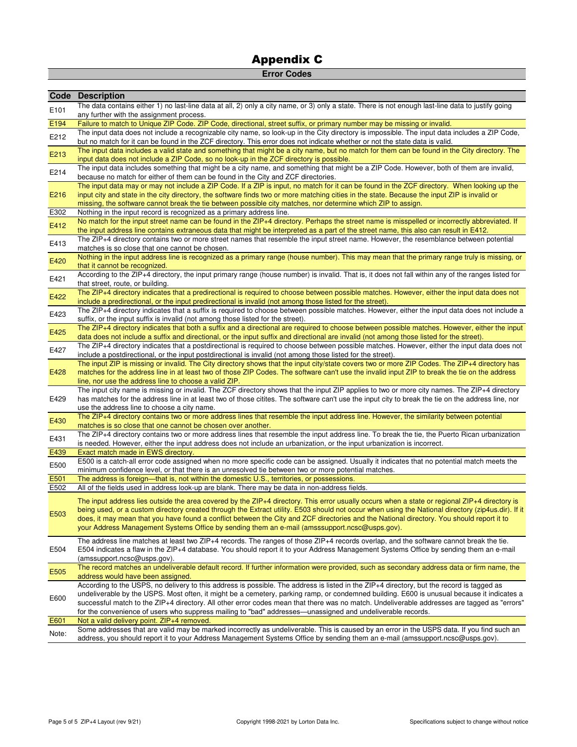# Appendix C

## Error Codes

| Code | Description |
|---|---|
| E101 | The data contains either 1) no last-line data at all, 2) only a city name, or 3) only a state. There is not enough last-line data to justify going any further with the assignment process. |
| E194 | Failure to match to Unique ZIP Code. ZIP Code, directional, street suffix, or primary number may be missing or invalid. |
| E212 | The input data does not include a recognizable city name, so look-up in the City directory is impossible. The input data includes a ZIP Code, but no match for it can be found in the ZCF directory. This error does not indicate whether or not the state data is valid. |
| E213 | The input data includes a valid state and something that might be a city name, but no match for them can be found in the City directory. The input data does not include a ZIP Code, so no look-up in the ZCF directory is possible. |
| E214 | The input data includes something that might be a city name, and something that might be a ZIP Code. However, both of them are invalid, because no match for either of them can be found in the City and ZCF directories. |
| E216 | The input data may or may not include a ZIP Code. If a ZIP is input, no match for it can be found in the ZCF directory. When looking up the input city and state in the city directory, the software finds two or more matching cities in the state. Because the input ZIP is invalid or missing, the software cannot break the tie between possible city matches, nor determine which ZIP to assign. |
| E302 | Nothing in the input record is recognized as a primary address line. |
| E412 | No match for the input street name can be found in the ZIP+4 directory. Perhaps the street name is misspelled or incorrectly abbreviated. If the input address line contains extraneous data that might be interpreted as a part of the street name, this also can result in E412. |
| E413 | The ZIP+4 directory contains two or more street names that resemble the input street name. However, the resemblance between potential matches is so close that one cannot be chosen. |
| E420 | Nothing in the input address line is recognized as a primary range (house number). This may mean that the primary range truly is missing, or that it cannot be recognized. |
| E421 | According to the ZIP+4 directory, the input primary range (house number) is invalid. That is, it does not fall within any of the ranges listed for that street, route, or building. |
| E422 | The ZIP+4 directory indicates that a predirectional is required to choose between possible matches. However, either the input data does not include a predirectional, or the input predirectional is invalid (not among those listed for the street). |
| E423 | The ZIP+4 directory indicates that a suffix is required to choose between possible matches. However, either the input data does not include a suffix, or the input suffix is invalid (not among those listed for the street). |
| E425 | The ZIP+4 directory indicates that both a suffix and a directional are required to choose between possible matches. However, either the input data does not include a suffix and directional, or the input suffix and directional are invalid (not among those listed for the street). |
| E427 | The ZIP+4 directory indicates that a postdirectional is required to choose between possible matches. However, either the input data does not include a postdirectional, or the input postdirectional is invalid (not among those listed for the street). |
| E428 | The input ZIP is missing or invalid. The City directory shows that the input city/state covers two or more ZIP Codes. The ZIP+4 directory has matches for the address line in at least two of those ZIP Codes. The software can't use the invalid input ZIP to break the tie on the address line, nor use the address line to choose a valid ZIP. |
| E429 | The input city name is missing or invalid. The ZCF directory shows that the input ZIP applies to two or more city names. The ZIP+4 directory has matches for the address line in at least two of those citites. The software can't use the input city to break the tie on the address line, nor use the address line to choose a city name. |
| E430 | The ZIP+4 directory contains two or more address lines that resemble the input address line. However, the similarity between potential matches is so close that one cannot be chosen over another. |
| E431 | The ZIP+4 directory contains two or more address lines that resemble the input address line. To break the tie, the Puerto Rican urbanization is needed. However, either the input address does not include an urbanization, or the input urbanization is incorrect. |
| E439 | Exact match made in EWS directory. |
| E500 | E500 is a catch-all error code assigned when no more specific code can be assigned. Usually it indicates that no potential match meets the minimum confidence level, or that there is an unresolved tie between two or more potential matches. |
| E501 | The address is foreign—that is, not within the domestic U.S., territories, or possessions. |
| E502 | All of the fields used in address look-up are blank. There may be data in non-address fields. |
| E503 | The input address lies outside the area covered by the ZIP+4 directory. This error usually occurs when a state or regional ZIP+4 directory is being used, or a custom directory created through the Extract utility. E503 should not occur when using the National directory (zip4us.dir). If it does, it may mean that you have found a conflict between the City and ZCF directories and the National directory. You should report it to your Address Management Systems Office by sending them an e-mail (amsssupport.ncsc@usps.gov). |
| E504 | The address line matches at least two ZIP+4 records. The ranges of those ZIP+4 records overlap, and the software cannot break the tie. E504 indicates a flaw in the ZIP+4 database. You should report it to your Address Management Systems Office by sending them an e-mail (amssupport.ncsc@usps.gov). |
| E505 | The record matches an undeliverable default record. If further information were provided, such as secondary address data or firm name, the address would have been assigned. |
| E600 | According to the USPS, no delivery to this address is possible. The address is listed in the ZIP+4 directory, but the record is tagged as undeliverable by the USPS. Most often, it might be a cemetery, parking ramp, or condemned building. E600 is unusual because it indicates a successful match to the ZIP+4 directory. All other error codes mean that there was no match. Undeliverable addresses are tagged as "errors" for the convenience of users who suppress mailing to "bad" addresses—unassigned and undeliverable records. |
| E601 | Not a valid delivery point. ZIP+4 removed. |
| Note: | Some addresses that are valid may be marked incorrectly as undeliverable. This is caused by an error in the USPS data. If you find such an address, you should report it to your Address Management Systems Office by sending them an e-mail (amssupport.ncsc@usps.gov). |

Copyright 1998-2021 by Lorton Data Inc.

Specifications subject to change without notice